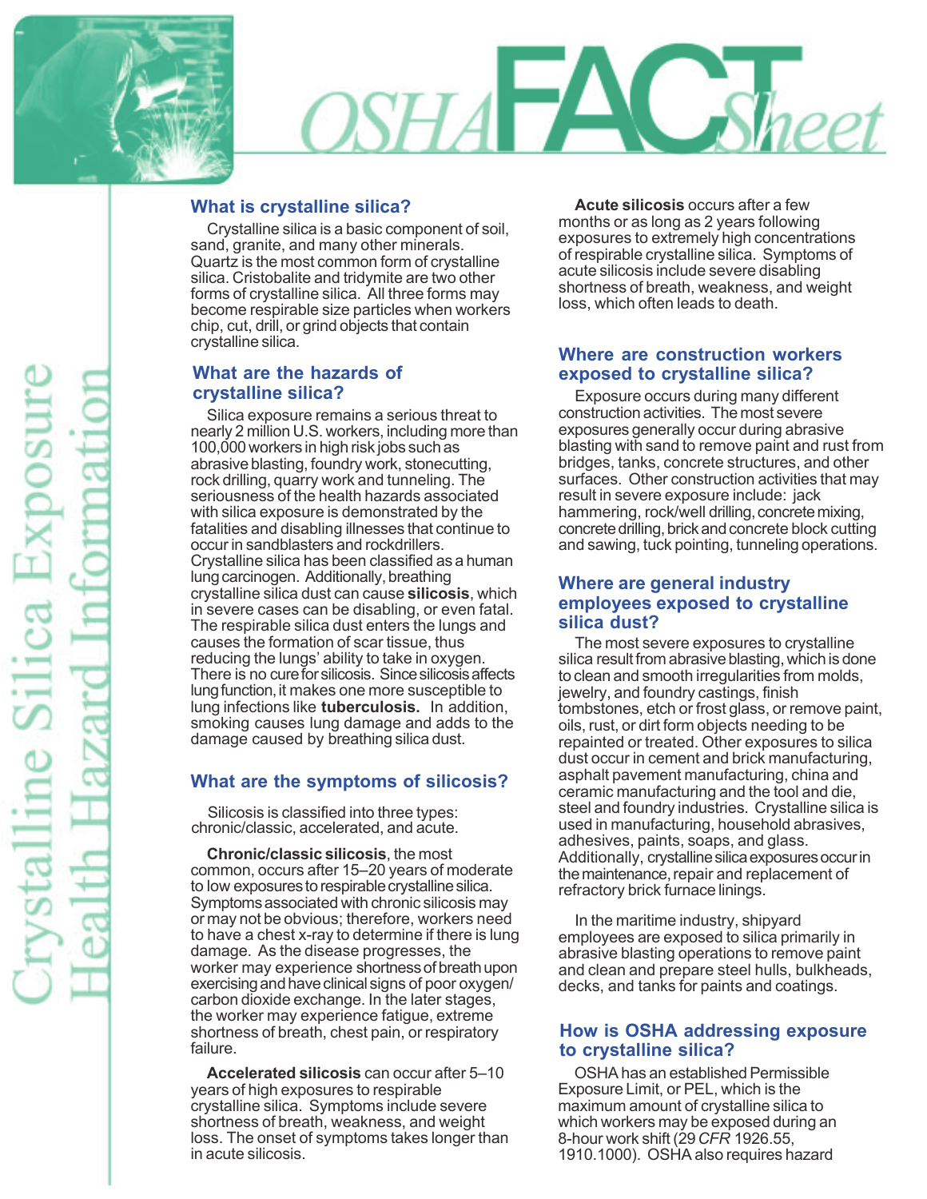# OSHA FACT Sheet

# Crystalline Silica Exposure Health Hazard Information

## What is crystalline silica?

Crystalline silica is a basic component of soil, sand, granite, and many other minerals. Quartz is the most common form of crystalline silica. Cristobalite and tridymite are two other forms of crystalline silica. All three forms may become respirable size particles when workers chip, cut, drill, or grind objects that contain crystalline silica.

## What are the hazards of crystalline silica?

Silica exposure remains a serious threat to nearly 2 million U.S. workers, including more than 100,000 workers in high risk jobs such as abrasive blasting, foundry work, stonecutting, rock drilling, quarry work and tunneling. The seriousness of the health hazards associated with silica exposure is demonstrated by the fatalities and disabling illnesses that continue to occur in sandblasters and rockdrillers. Crystalline silica has been classified as a human lung carcinogen. Additionally, breathing crystalline silica dust can cause **silicosis**, which in severe cases can be disabling, or even fatal. The respirable silica dust enters the lungs and causes the formation of scar tissue, thus reducing the lungs' ability to take in oxygen. There is no cure for silicosis. Since silicosis affects lung function, it makes one more susceptible to lung infections like **tuberculosis.** In addition, smoking causes lung damage and adds to the damage caused by breathing silica dust.

## What are the symptoms of silicosis?

Silicosis is classified into three types: chronic/classic, accelerated, and acute.

**Chronic/classic silicosis**, the most common, occurs after 15–20 years of moderate to low exposures to respirable crystalline silica. Symptoms associated with chronic silicosis may or may not be obvious; therefore, workers need to have a chest x-ray to determine if there is lung damage. As the disease progresses, the worker may experience shortness of breath upon exercising and have clinical signs of poor oxygen/carbon dioxide exchange. In the later stages, the worker may experience fatigue, extreme shortness of breath, chest pain, or respiratory failure.

**Accelerated silicosis** can occur after 5–10 years of high exposures to respirable crystalline silica. Symptoms include severe shortness of breath, weakness, and weight loss. The onset of symptoms takes longer than in acute silicosis.

**Acute silicosis** occurs after a few months or as long as 2 years following exposures to extremely high concentrations of respirable crystalline silica. Symptoms of acute silicosis include severe disabling shortness of breath, weakness, and weight loss, which often leads to death.

## Where are construction workers exposed to crystalline silica?

Exposure occurs during many different construction activities. The most severe exposures generally occur during abrasive blasting with sand to remove paint and rust from bridges, tanks, concrete structures, and other surfaces. Other construction activities that may result in severe exposure include: jack hammering, rock/well drilling, concrete mixing, concrete drilling, brick and concrete block cutting and sawing, tuck pointing, tunneling operations.

## Where are general industry employees exposed to crystalline silica dust?

The most severe exposures to crystalline silica result from abrasive blasting, which is done to clean and smooth irregularities from molds, jewelry, and foundry castings, finish tombstones, etch or frost glass, or remove paint, oils, rust, or dirt form objects needing to be repainted or treated. Other exposures to silica dust occur in cement and brick manufacturing, asphalt pavement manufacturing, china and ceramic manufacturing and the tool and die, steel and foundry industries. Crystalline silica is used in manufacturing, household abrasives, adhesives, paints, soaps, and glass. Additionally, crystalline silica exposures occur in the maintenance, repair and replacement of refractory brick furnace linings.

In the maritime industry, shipyard employees are exposed to silica primarily in abrasive blasting operations to remove paint and clean and prepare steel hulls, bulkheads, decks, and tanks for paints and coatings.

## How is OSHA addressing exposure to crystalline silica?

OSHA has an established Permissible Exposure Limit, or PEL, which is the maximum amount of crystalline silica to which workers may be exposed during an 8-hour work shift (29 *CFR* 1926.55, 1910.1000). OSHA also requires hazard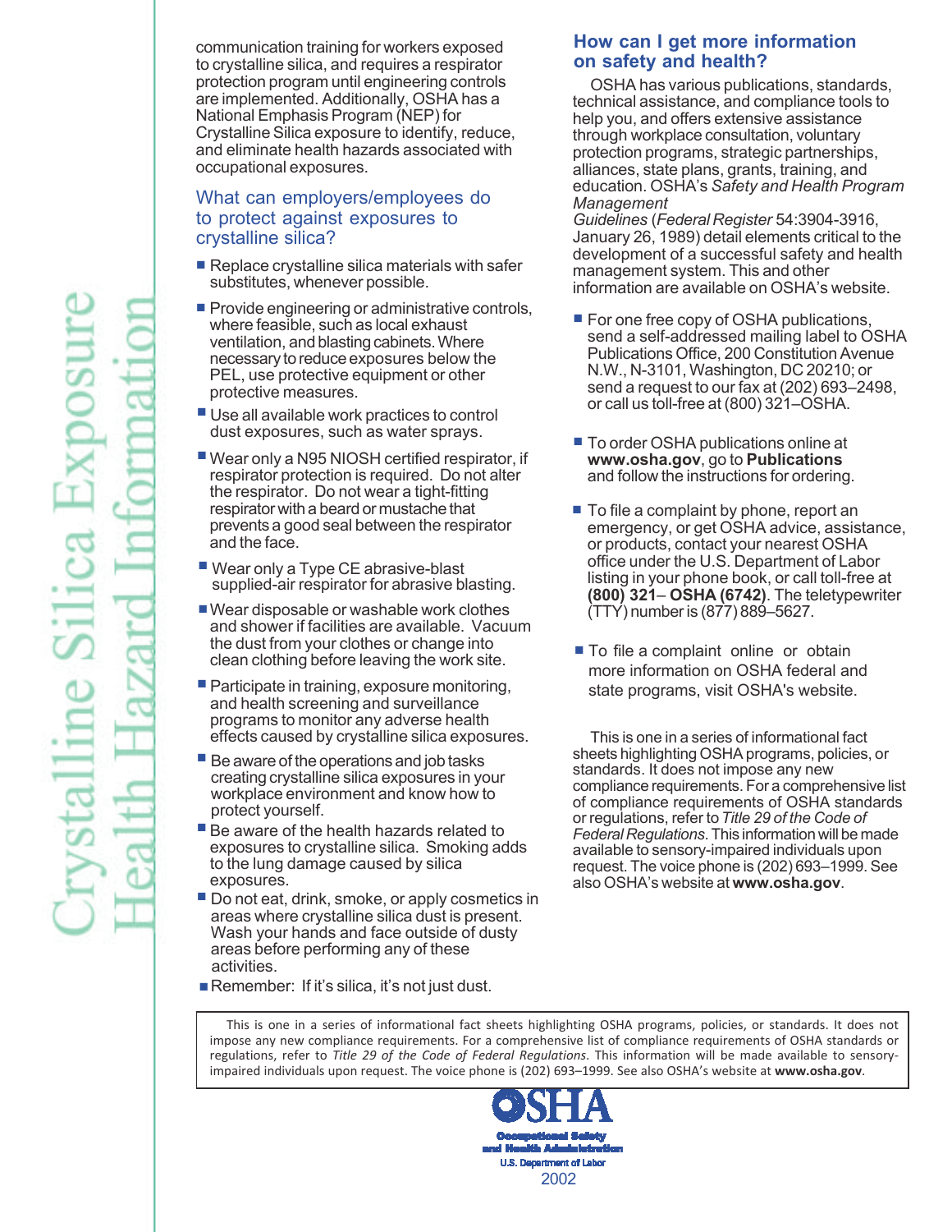communication training for workers exposed to crystalline silica, and requires a respirator protection program until engineering controls are implemented. Additionally, OSHA has a National Emphasis Program (NEP) for Crystalline Silica exposure to identify, reduce, and eliminate health hazards associated with occupational exposures.

## What can employers/employees do to protect against exposures to crystalline silica?

- Replace crystalline silica materials with safer substitutes, whenever possible.
- Provide engineering or administrative controls, where feasible, such as local exhaust ventilation, and blasting cabinets. Where necessary to reduce exposures below the PEL, use protective equipment or other protective measures.
- Use all available work practices to control dust exposures, such as water sprays.
- Wear only a N95 NIOSH certified respirator, if respirator protection is required. Do not alter the respirator. Do not wear a tight-fitting respirator with a beard or mustache that prevents a good seal between the respirator and the face.
- Wear only a Type CE abrasive-blast supplied-air respirator for abrasive blasting.
- Wear disposable or washable work clothes and shower if facilities are available. Vacuum the dust from your clothes or change into clean clothing before leaving the work site.
- Participate in training, exposure monitoring, and health screening and surveillance programs to monitor any adverse health effects caused by crystalline silica exposures.
- Be aware of the operations and job tasks creating crystalline silica exposures in your workplace environment and know how to protect yourself.
- Be aware of the health hazards related to exposures to crystalline silica. Smoking adds to the lung damage caused by silica exposures.
- Do not eat, drink, smoke, or apply cosmetics in areas where crystalline silica dust is present. Wash your hands and face outside of dusty areas before performing any of these activities.
- Remember: If it's silica, it's not just dust.

## How can I get more information on safety and health?

OSHA has various publications, standards, technical assistance, and compliance tools to help you, and offers extensive assistance through workplace consultation, voluntary protection programs, strategic partnerships, alliances, state plans, grants, training, and education. OSHA's *Safety and Health Program Management Guidelines* (*Federal Register* 54:3904-3916, January 26, 1989) detail elements critical to the development of a successful safety and health management system. This and other information are available on OSHA's website.

- For one free copy of OSHA publications, send a self-addressed mailing label to OSHA Publications Office, 200 Constitution Avenue N.W., N-3101, Washington, DC 20210; or send a request to our fax at (202) 693–2498, or call us toll-free at (800) 321–OSHA.
- To order OSHA publications online at **www.osha.gov**, go to **Publications** and follow the instructions for ordering.
- To file a complaint by phone, report an emergency, or get OSHA advice, assistance, or products, contact your nearest OSHA office under the U.S. Department of Labor listing in your phone book, or call toll-free at **(800) 321– OSHA (6742)**. The teletypewriter (TTY) number is (877) 889–5627.
- To file a complaint online or obtain more information on OSHA federal and state programs, visit OSHA's website.

This is one in a series of informational fact sheets highlighting OSHA programs, policies, or standards. It does not impose any new compliance requirements. For a comprehensive list of compliance requirements of OSHA standards or regulations, refer to *Title 29 of the Code of Federal Regulations*. This information will be made available to sensory-impaired individuals upon request. The voice phone is (202) 693–1999. See also OSHA's website at **www.osha.gov**.

This is one in a series of informational fact sheets highlighting OSHA programs, policies, or standards. It does not impose any new compliance requirements. For a comprehensive list of compliance requirements of OSHA standards or regulations, refer to *Title 29 of the Code of Federal Regulations*. This information will be made available to sensory-impaired individuals upon request. The voice phone is (202) 693–1999. See also OSHA's website at **www.osha.gov**.

OSHA
Occupational Safety and Health Administration
U.S. Department of Labor
2002

Crystalline Silica Exposure
Health Hazard Information